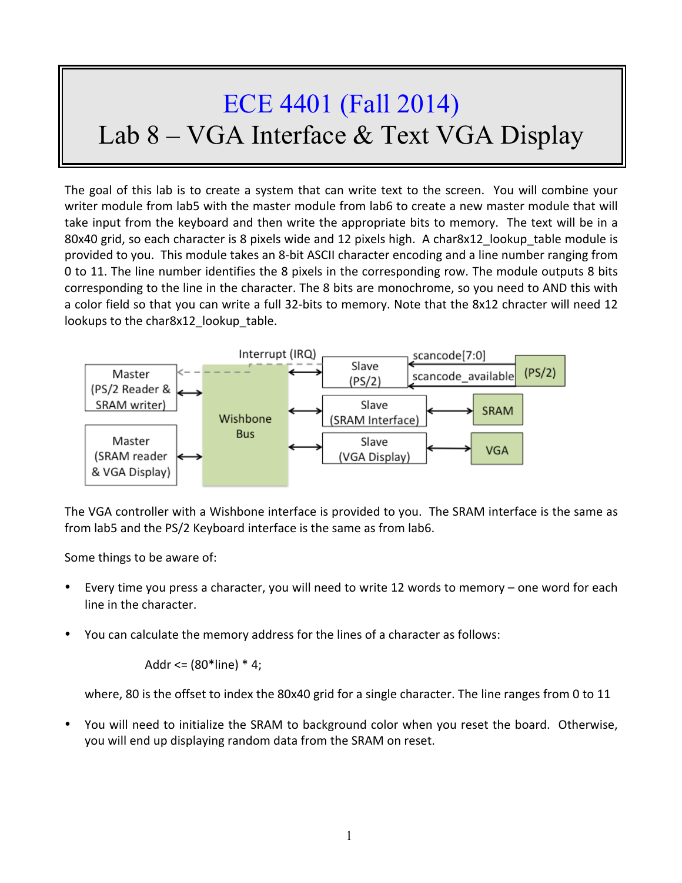# ECE 4401 (Fall 2014)
# Lab 8 – VGA Interface & Text VGA Display

The goal of this lab is to create a system that can write text to the screen. You will combine your writer module from lab5 with the master module from lab6 to create a new master module that will take input from the keyboard and then write the appropriate bits to memory. The text will be in a 80x40 grid, so each character is 8 pixels wide and 12 pixels high. A char8x12_lookup_table module is provided to you. This module takes an 8-bit ASCII character encoding and a line number ranging from 0 to 11. The line number identifies the 8 pixels in the corresponding row. The module outputs 8 bits corresponding to the line in the character. The 8 bits are monochrome, so you need to AND this with a color field so that you can write a full 32-bits to memory. Note that the 8x12 chracter will need 12 lookups to the char8x12_lookup_table.

Master (PS/2 Reader & SRAM writer)

Master (SRAM reader & VGA Display)

Interrupt (IRQ)

Wishbone Bus

Slave (PS/2)

Slave (SRAM Interface)

Slave (VGA Display)

scancode[7:0]

scancode_available

(PS/2)

SRAM

VGA

The VGA controller with a Wishbone interface is provided to you. The SRAM interface is the same as from lab5 and the PS/2 Keyboard interface is the same as from lab6.

Some things to be aware of:

- Every time you press a character, you will need to write 12 words to memory – one word for each line in the character.
- You can calculate the memory address for the lines of a character as follows:

  Addr <= (80*line) * 4;

  where, 80 is the offset to index the 80x40 grid for a single character. The line ranges from 0 to 11
- You will need to initialize the SRAM to background color when you reset the board. Otherwise, you will end up displaying random data from the SRAM on reset.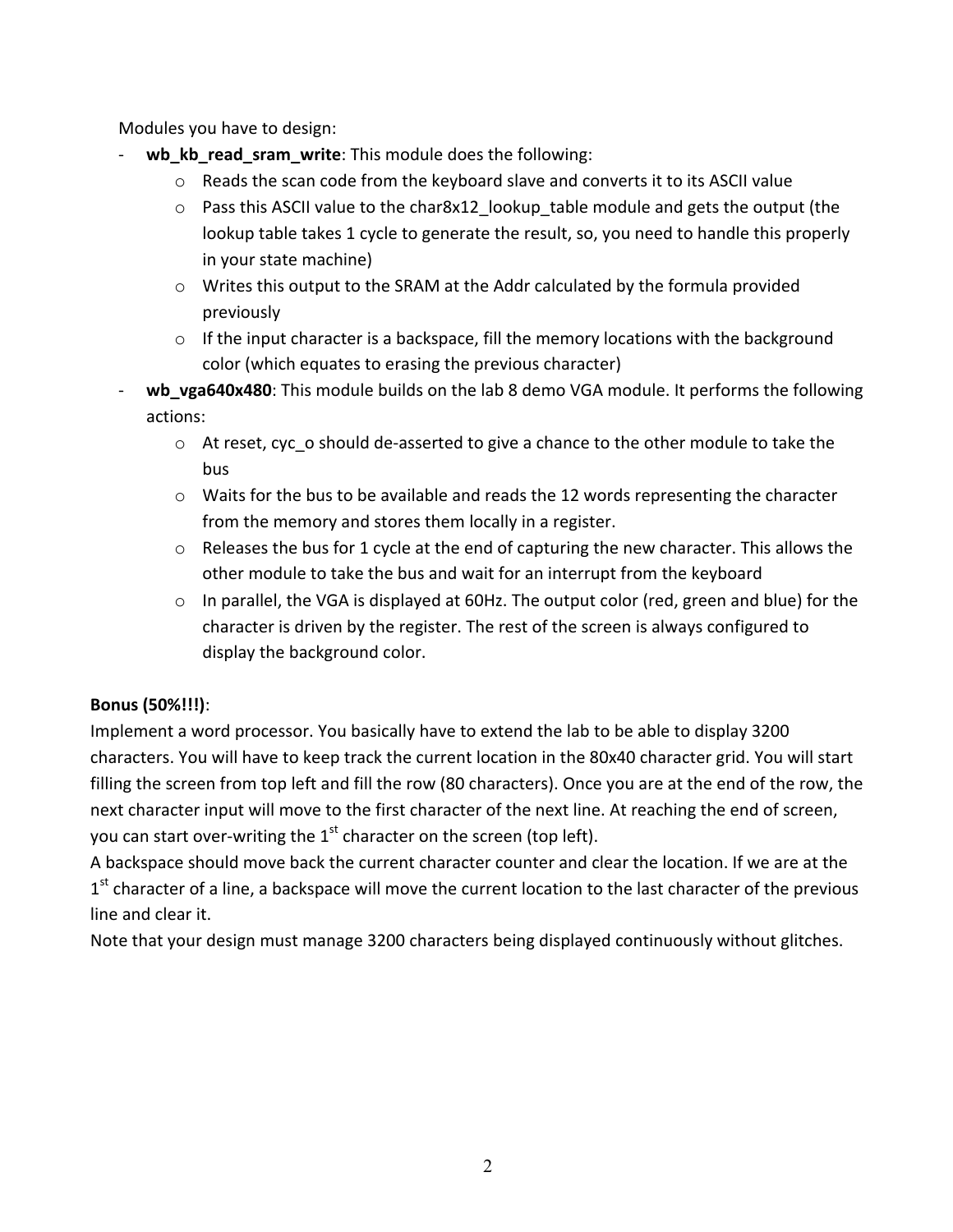Modules you have to design:

- **wb_kb_read_sram_write**: This module does the following:
    - Reads the scan code from the keyboard slave and converts it to its ASCII value
    - Pass this ASCII value to the char8x12_lookup_table module and gets the output (the lookup table takes 1 cycle to generate the result, so, you need to handle this properly in your state machine)
    - Writes this output to the SRAM at the Addr calculated by the formula provided previously
    - If the input character is a backspace, fill the memory locations with the background color (which equates to erasing the previous character)
- **wb_vga640x480**: This module builds on the lab 8 demo VGA module. It performs the following actions:
    - At reset, cyc_o should de-asserted to give a chance to the other module to take the bus
    - Waits for the bus to be available and reads the 12 words representing the character from the memory and stores them locally in a register.
    - Releases the bus for 1 cycle at the end of capturing the new character. This allows the other module to take the bus and wait for an interrupt from the keyboard
    - In parallel, the VGA is displayed at 60Hz. The output color (red, green and blue) for the character is driven by the register. The rest of the screen is always configured to display the background color.

**Bonus (50%!!!)**:
Implement a word processor. You basically have to extend the lab to be able to display 3200 characters. You will have to keep track the current location in the 80x40 character grid. You will start filling the screen from top left and fill the row (80 characters). Once you are at the end of the row, the next character input will move to the first character of the next line. At reaching the end of screen, you can start over-writing the 1st character on the screen (top left).
A backspace should move back the current character counter and clear the location. If we are at the 1st character of a line, a backspace will move the current location to the last character of the previous line and clear it.
Note that your design must manage 3200 characters being displayed continuously without glitches.